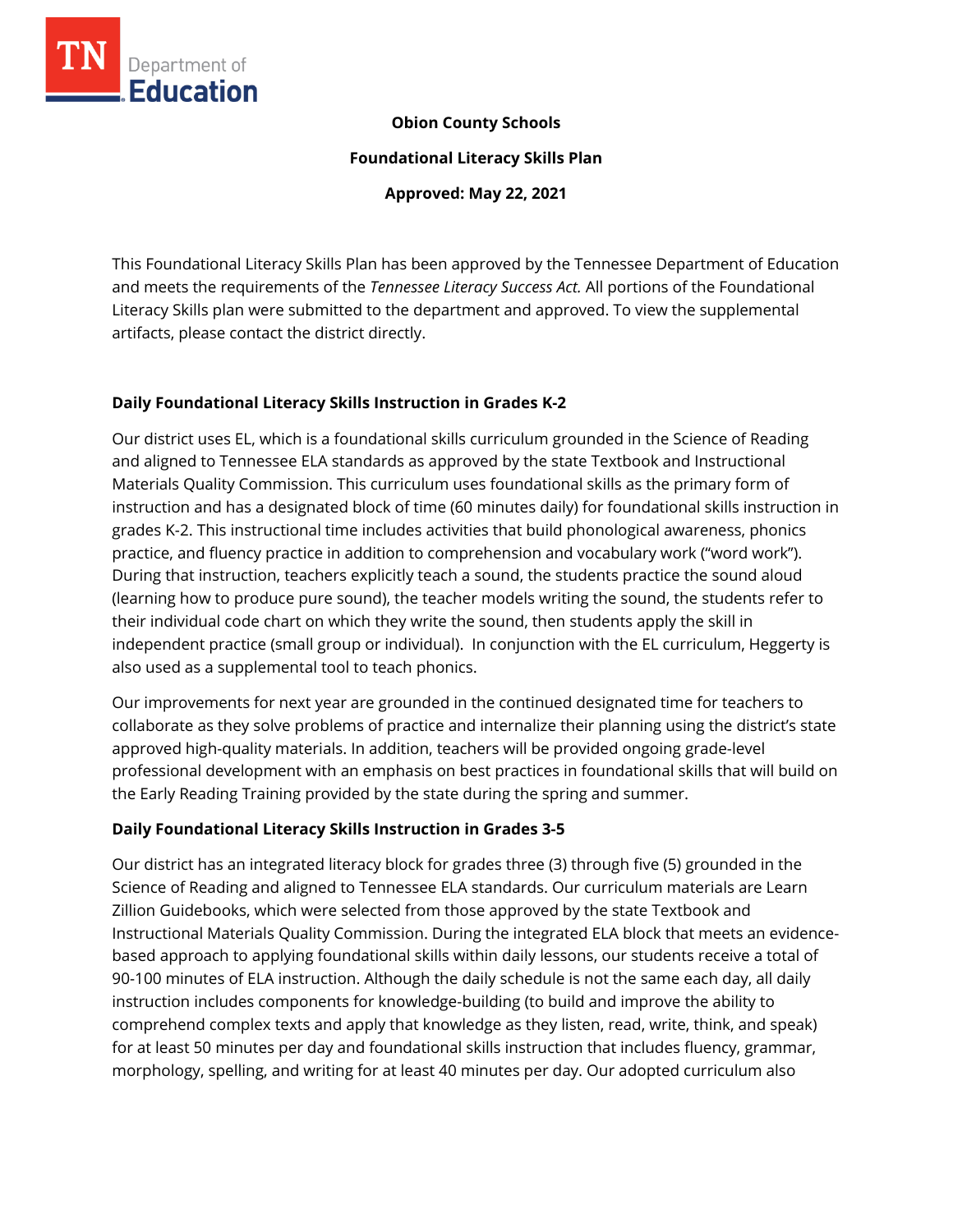**Obion County Schools**

**Foundational Literacy Skills Plan**

**Approved: May 22, 2021**

This Foundational Literacy Skills Plan has been approved by the Tennessee Department of Education and meets the requirements of the *Tennessee Literacy Success Act.* All portions of the Foundational Literacy Skills plan were submitted to the department and approved. To view the supplemental artifacts, please contact the district directly.

## Daily Foundational Literacy Skills Instruction in Grades K-2

Our district uses EL, which is a foundational skills curriculum grounded in the Science of Reading and aligned to Tennessee ELA standards as approved by the state Textbook and Instructional Materials Quality Commission. This curriculum uses foundational skills as the primary form of instruction and has a designated block of time (60 minutes daily) for foundational skills instruction in grades K-2. This instructional time includes activities that build phonological awareness, phonics practice, and fluency practice in addition to comprehension and vocabulary work ("word work"). During that instruction, teachers explicitly teach a sound, the students practice the sound aloud (learning how to produce pure sound), the teacher models writing the sound, the students refer to their individual code chart on which they write the sound, then students apply the skill in independent practice (small group or individual). In conjunction with the EL curriculum, Heggerty is also used as a supplemental tool to teach phonics.

Our improvements for next year are grounded in the continued designated time for teachers to collaborate as they solve problems of practice and internalize their planning using the district's state approved high-quality materials. In addition, teachers will be provided ongoing grade-level professional development with an emphasis on best practices in foundational skills that will build on the Early Reading Training provided by the state during the spring and summer.

## Daily Foundational Literacy Skills Instruction in Grades 3-5

Our district has an integrated literacy block for grades three (3) through five (5) grounded in the Science of Reading and aligned to Tennessee ELA standards. Our curriculum materials are Learn Zillion Guidebooks, which were selected from those approved by the state Textbook and Instructional Materials Quality Commission. During the integrated ELA block that meets an evidence-based approach to applying foundational skills within daily lessons, our students receive a total of 90-100 minutes of ELA instruction. Although the daily schedule is not the same each day, all daily instruction includes components for knowledge-building (to build and improve the ability to comprehend complex texts and apply that knowledge as they listen, read, write, think, and speak) for at least 50 minutes per day and foundational skills instruction that includes fluency, grammar, morphology, spelling, and writing for at least 40 minutes per day. Our adopted curriculum also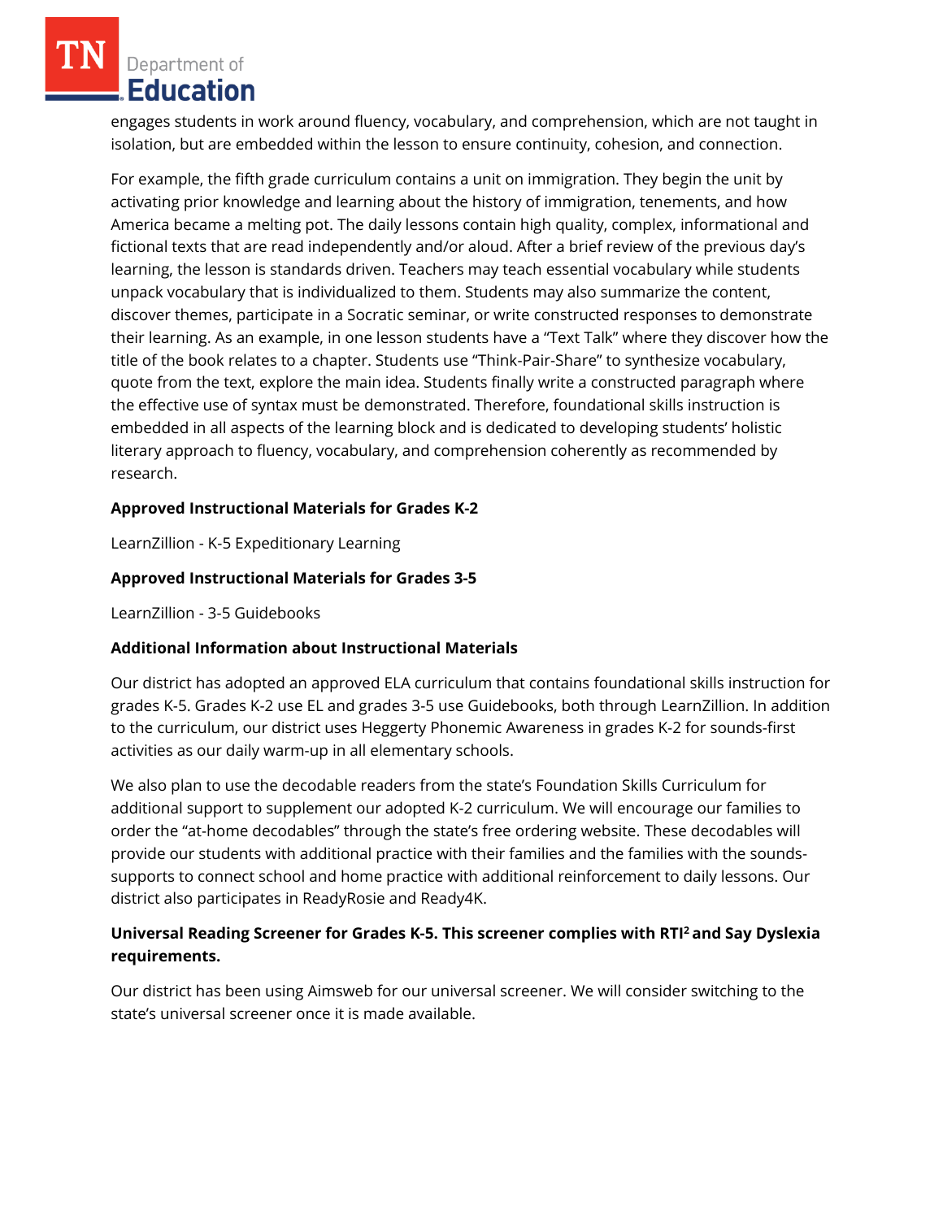engages students in work around fluency, vocabulary, and comprehension, which are not taught in isolation, but are embedded within the lesson to ensure continuity, cohesion, and connection.

For example, the fifth grade curriculum contains a unit on immigration. They begin the unit by activating prior knowledge and learning about the history of immigration, tenements, and how America became a melting pot. The daily lessons contain high quality, complex, informational and fictional texts that are read independently and/or aloud. After a brief review of the previous day's learning, the lesson is standards driven. Teachers may teach essential vocabulary while students unpack vocabulary that is individualized to them. Students may also summarize the content, discover themes, participate in a Socratic seminar, or write constructed responses to demonstrate their learning. As an example, in one lesson students have a "Text Talk" where they discover how the title of the book relates to a chapter. Students use "Think-Pair-Share" to synthesize vocabulary, quote from the text, explore the main idea. Students finally write a constructed paragraph where the effective use of syntax must be demonstrated. Therefore, foundational skills instruction is embedded in all aspects of the learning block and is dedicated to developing students' holistic literary approach to fluency, vocabulary, and comprehension coherently as recommended by research.

**Approved Instructional Materials for Grades K-2**

LearnZillion - K-5 Expeditionary Learning

**Approved Instructional Materials for Grades 3-5**

LearnZillion - 3-5 Guidebooks

**Additional Information about Instructional Materials**

Our district has adopted an approved ELA curriculum that contains foundational skills instruction for grades K-5. Grades K-2 use EL and grades 3-5 use Guidebooks, both through LearnZillion. In addition to the curriculum, our district uses Heggerty Phonemic Awareness in grades K-2 for sounds-first activities as our daily warm-up in all elementary schools.

We also plan to use the decodable readers from the state's Foundation Skills Curriculum for additional support to supplement our adopted K-2 curriculum. We will encourage our families to order the "at-home decodables" through the state's free ordering website. These decodables will provide our students with additional practice with their families and the families with the sounds-supports to connect school and home practice with additional reinforcement to daily lessons. Our district also participates in ReadyRosie and Ready4K.

**Universal Reading Screener for Grades K-5. This screener complies with RTI² and Say Dyslexia requirements.**

Our district has been using Aimsweb for our universal screener. We will consider switching to the state's universal screener once it is made available.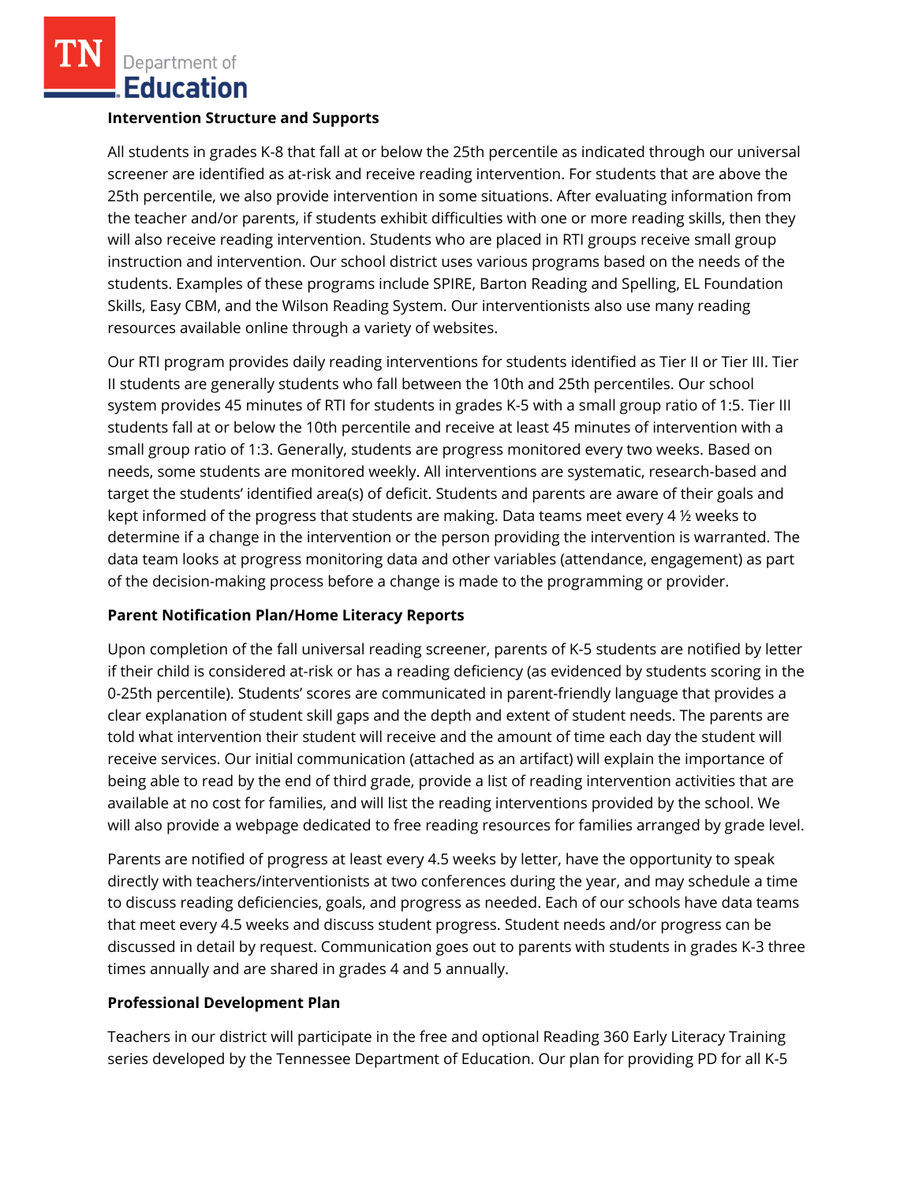**Intervention Structure and Supports**

All students in grades K-8 that fall at or below the 25th percentile as indicated through our universal screener are identified as at-risk and receive reading intervention. For students that are above the 25th percentile, we also provide intervention in some situations. After evaluating information from the teacher and/or parents, if students exhibit difficulties with one or more reading skills, then they will also receive reading intervention. Students who are placed in RTI groups receive small group instruction and intervention. Our school district uses various programs based on the needs of the students. Examples of these programs include SPIRE, Barton Reading and Spelling, EL Foundation Skills, Easy CBM, and the Wilson Reading System. Our interventionists also use many reading resources available online through a variety of websites.

Our RTI program provides daily reading interventions for students identified as Tier II or Tier III. Tier II students are generally students who fall between the 10th and 25th percentiles. Our school system provides 45 minutes of RTI for students in grades K-5 with a small group ratio of 1:5. Tier III students fall at or below the 10th percentile and receive at least 45 minutes of intervention with a small group ratio of 1:3. Generally, students are progress monitored every two weeks. Based on needs, some students are monitored weekly. All interventions are systematic, research-based and target the students' identified area(s) of deficit. Students and parents are aware of their goals and kept informed of the progress that students are making. Data teams meet every 4 ½ weeks to determine if a change in the intervention or the person providing the intervention is warranted. The data team looks at progress monitoring data and other variables (attendance, engagement) as part of the decision-making process before a change is made to the programming or provider.

**Parent Notification Plan/Home Literacy Reports**

Upon completion of the fall universal reading screener, parents of K-5 students are notified by letter if their child is considered at-risk or has a reading deficiency (as evidenced by students scoring in the 0-25th percentile). Students' scores are communicated in parent-friendly language that provides a clear explanation of student skill gaps and the depth and extent of student needs. The parents are told what intervention their student will receive and the amount of time each day the student will receive services. Our initial communication (attached as an artifact) will explain the importance of being able to read by the end of third grade, provide a list of reading intervention activities that are available at no cost for families, and will list the reading interventions provided by the school. We will also provide a webpage dedicated to free reading resources for families arranged by grade level.

Parents are notified of progress at least every 4.5 weeks by letter, have the opportunity to speak directly with teachers/interventionists at two conferences during the year, and may schedule a time to discuss reading deficiencies, goals, and progress as needed. Each of our schools have data teams that meet every 4.5 weeks and discuss student progress. Student needs and/or progress can be discussed in detail by request. Communication goes out to parents with students in grades K-3 three times annually and are shared in grades 4 and 5 annually.

**Professional Development Plan**

Teachers in our district will participate in the free and optional Reading 360 Early Literacy Training series developed by the Tennessee Department of Education. Our plan for providing PD for all K-5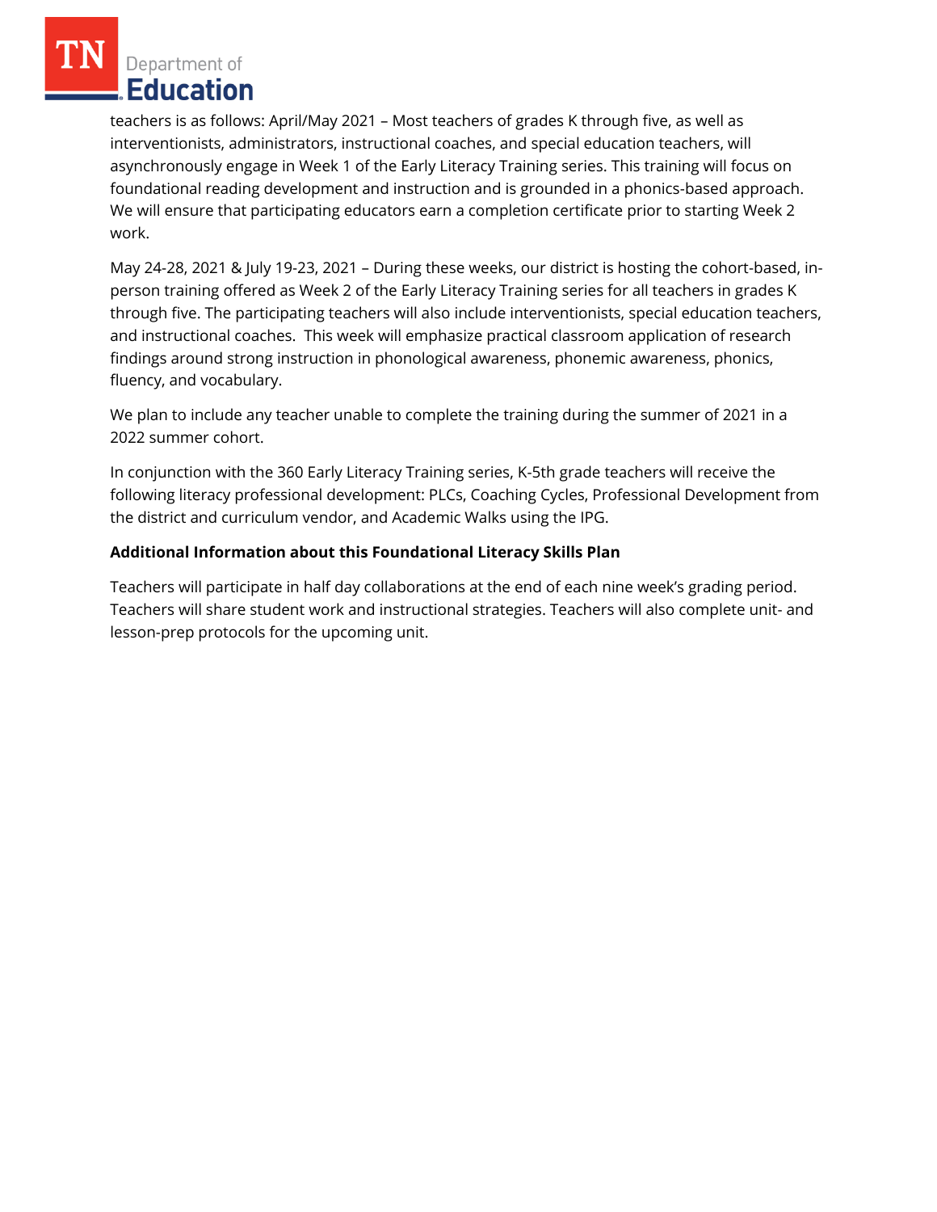teachers is as follows: April/May 2021 – Most teachers of grades K through five, as well as interventionists, administrators, instructional coaches, and special education teachers, will asynchronously engage in Week 1 of the Early Literacy Training series. This training will focus on foundational reading development and instruction and is grounded in a phonics-based approach. We will ensure that participating educators earn a completion certificate prior to starting Week 2 work.

May 24-28, 2021 & July 19-23, 2021 – During these weeks, our district is hosting the cohort-based, in-person training offered as Week 2 of the Early Literacy Training series for all teachers in grades K through five. The participating teachers will also include interventionists, special education teachers, and instructional coaches. This week will emphasize practical classroom application of research findings around strong instruction in phonological awareness, phonemic awareness, phonics, fluency, and vocabulary.

We plan to include any teacher unable to complete the training during the summer of 2021 in a 2022 summer cohort.

In conjunction with the 360 Early Literacy Training series, K-5th grade teachers will receive the following literacy professional development: PLCs, Coaching Cycles, Professional Development from the district and curriculum vendor, and Academic Walks using the IPG.

**Additional Information about this Foundational Literacy Skills Plan**

Teachers will participate in half day collaborations at the end of each nine week's grading period. Teachers will share student work and instructional strategies. Teachers will also complete unit- and lesson-prep protocols for the upcoming unit.